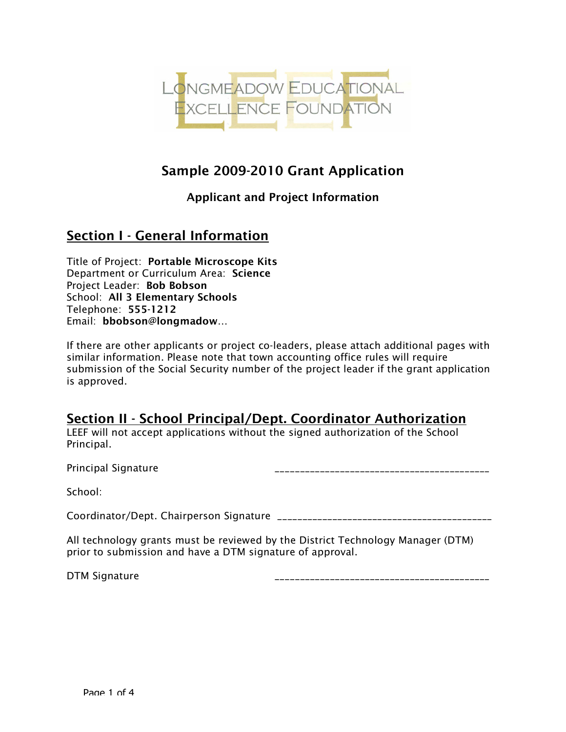LONGMEADOW EDUCATIONAL EXCELLENCE FOUNDATION

# Sample 2009-2010 Grant Application

### Applicant and Project Information

## Section I - General Information

Title of Project: **Portable Microscope Kits**
Department or Curriculum Area: **Science**
Project Leader: **Bob Bobson**
School: **All 3 Elementary Schools**
Telephone: **555-1212**
Email: **bbobson@longmadow**...

If there are other applicants or project co-leaders, please attach additional pages with similar information. Please note that town accounting office rules will require submission of the Social Security number of the project leader if the grant application is approved.

## Section II - School Principal/Dept. Coordinator Authorization

LEEF will not accept applications without the signed authorization of the School Principal.

Principal Signature ___________________________________________

School:

Coordinator/Dept. Chairperson Signature ___________________________________________

All technology grants must be reviewed by the District Technology Manager (DTM) prior to submission and have a DTM signature of approval.

DTM Signature ___________________________________________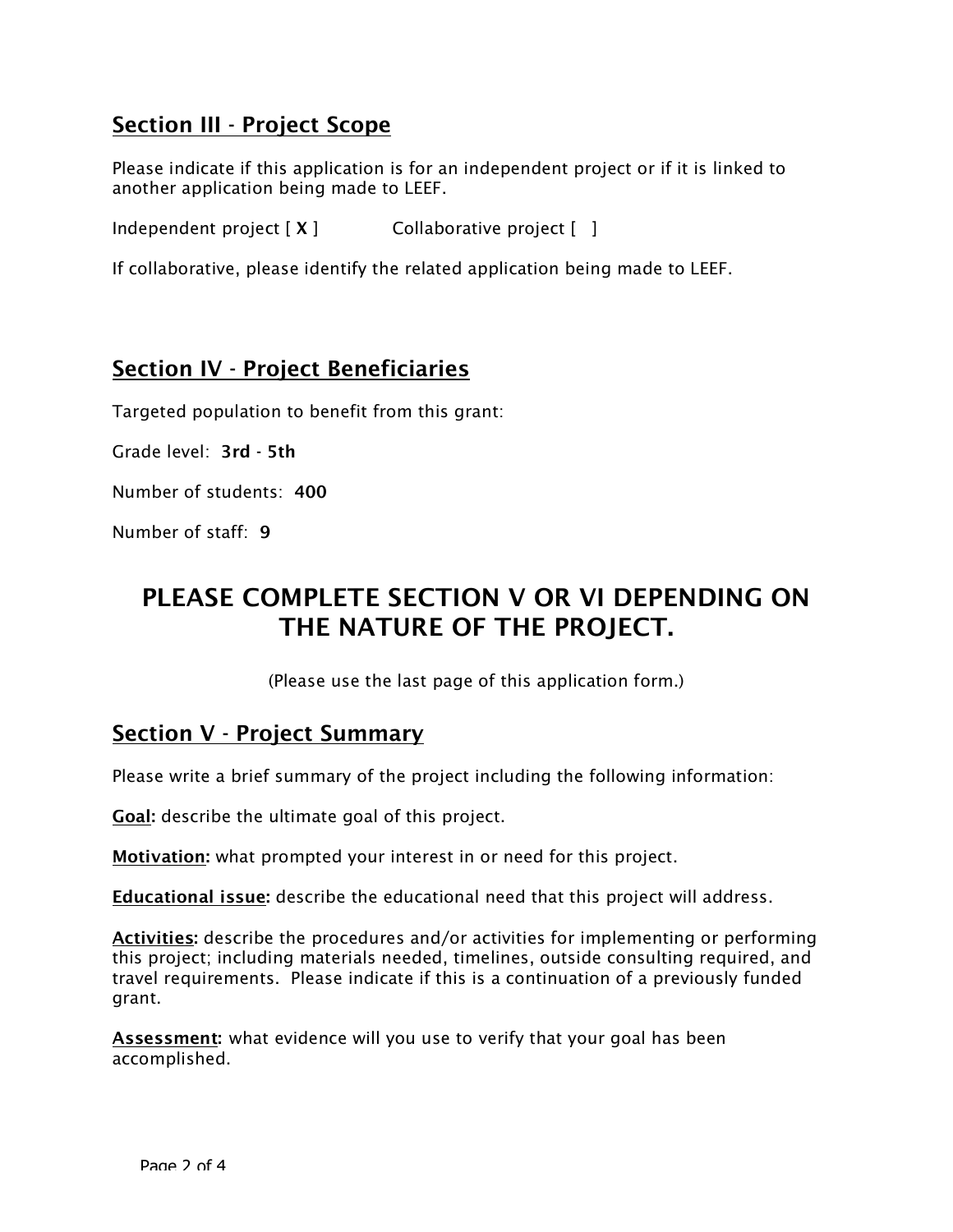## Section III - Project Scope

Please indicate if this application is for an independent project or if it is linked to another application being made to LEEF.

Independent project [ **X** ]  Collaborative project [ ]

If collaborative, please identify the related application being made to LEEF.

## Section IV - Project Beneficiaries

Targeted population to benefit from this grant:

Grade level: **3rd - 5th**

Number of students: **400**

Number of staff: **9**

# PLEASE COMPLETE SECTION V OR VI DEPENDING ON THE NATURE OF THE PROJECT.

(Please use the last page of this application form.)

## Section V - Project Summary

Please write a brief summary of the project including the following information:

**Goal:** describe the ultimate goal of this project.

**Motivation:** what prompted your interest in or need for this project.

**Educational issue:** describe the educational need that this project will address.

**Activities:** describe the procedures and/or activities for implementing or performing this project; including materials needed, timelines, outside consulting required, and travel requirements. Please indicate if this is a continuation of a previously funded grant.

**Assessment:** what evidence will you use to verify that your goal has been accomplished.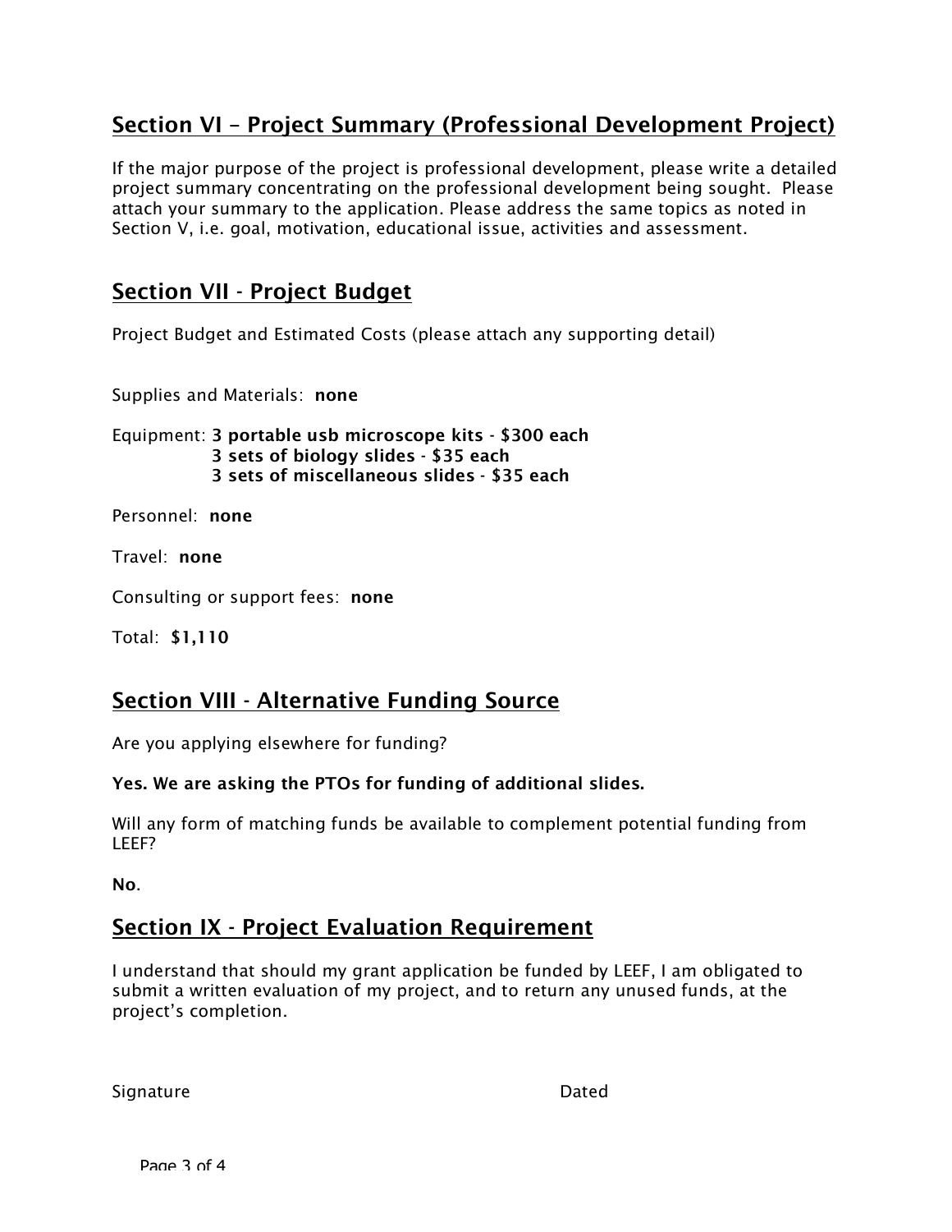## Section VI – Project Summary (Professional Development Project)

If the major purpose of the project is professional development, please write a detailed project summary concentrating on the professional development being sought. Please attach your summary to the application. Please address the same topics as noted in Section V, i.e. goal, motivation, educational issue, activities and assessment.

## Section VII - Project Budget

Project Budget and Estimated Costs (please attach any supporting detail)

Supplies and Materials: **none**

Equipment: **3 portable usb microscope kits - $300 each**
**3 sets of biology slides - $35 each**
**3 sets of miscellaneous slides - $35 each**

Personnel: **none**

Travel: **none**

Consulting or support fees: **none**

Total: **$1,110**

## Section VIII - Alternative Funding Source

Are you applying elsewhere for funding?

**Yes. We are asking the PTOs for funding of additional slides.**

Will any form of matching funds be available to complement potential funding from LEEF?

**No.**

## Section IX - Project Evaluation Requirement

I understand that should my grant application be funded by LEEF, I am obligated to submit a written evaluation of my project, and to return any unused funds, at the project's completion.

Signature Dated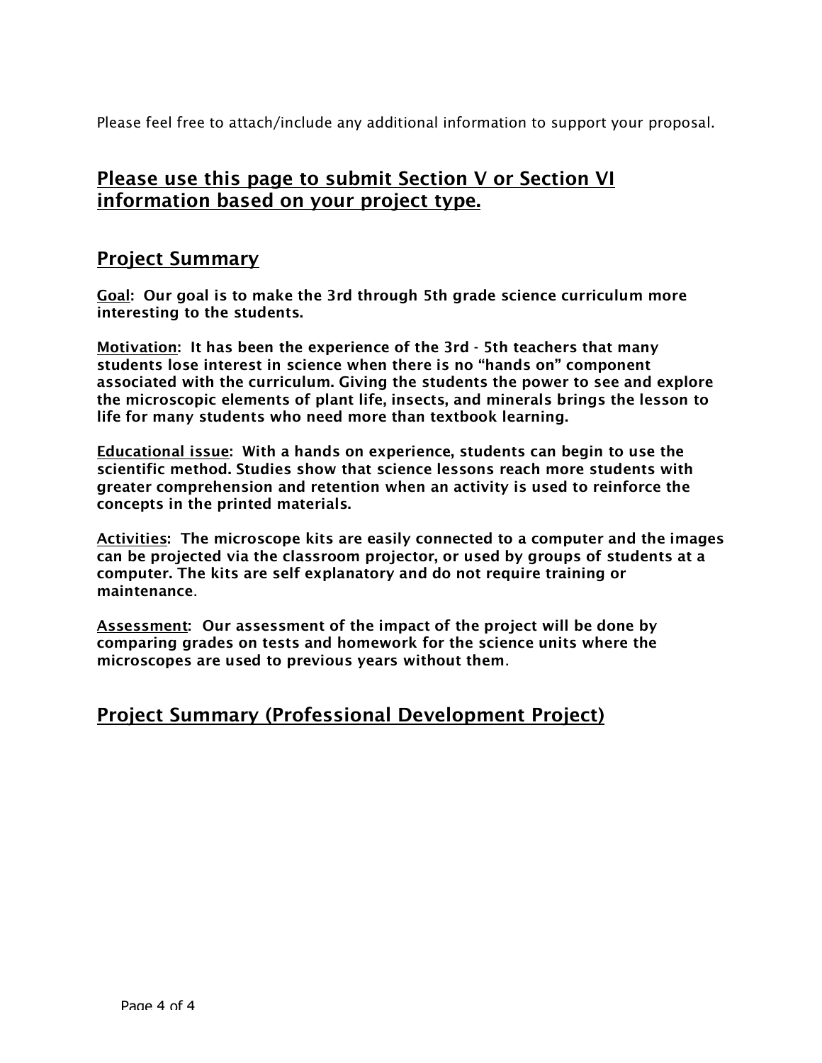Please feel free to attach/include any additional information to support your proposal.

## Please use this page to submit Section V or Section VI information based on your project type.

## Project Summary

**Goal: Our goal is to make the 3rd through 5th grade science curriculum more interesting to the students.**

**Motivation: It has been the experience of the 3rd - 5th teachers that many students lose interest in science when there is no "hands on" component associated with the curriculum. Giving the students the power to see and explore the microscopic elements of plant life, insects, and minerals brings the lesson to life for many students who need more than textbook learning.**

**Educational issue: With a hands on experience, students can begin to use the scientific method. Studies show that science lessons reach more students with greater comprehension and retention when an activity is used to reinforce the concepts in the printed materials.**

**Activities: The microscope kits are easily connected to a computer and the images can be projected via the classroom projector, or used by groups of students at a computer. The kits are self explanatory and do not require training or maintenance.**

**Assessment: Our assessment of the impact of the project will be done by comparing grades on tests and homework for the science units where the microscopes are used to previous years without them.**

## Project Summary (Professional Development Project)